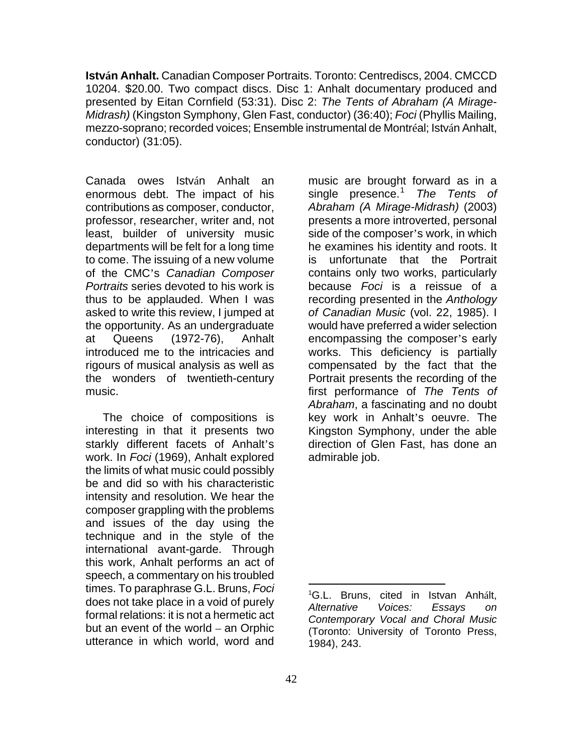**István Anhalt.** Canadian Composer Portraits. Toronto: Centrediscs, 2004. CMCCD 10204. $20.00. Two compact discs. Disc 1: Anhalt documentary produced and presented by Eitan Cornfield (53:31). Disc 2: *The Tents of Abraham (A Mirage-Midrash)* (Kingston Symphony, Glen Fast, conductor) (36:40); *Foci* (Phyllis Mailing, mezzo-soprano; recorded voices; Ensemble instrumental de Montréal; István Anhalt, conductor) (31:05).

Canada owes István Anhalt an enormous debt. The impact of his contributions as composer, conductor, professor, researcher, writer and, not least, builder of university music departments will be felt for a long time to come. The issuing of a new volume of the CMC's *Canadian Composer Portraits* series devoted to his work is thus to be applauded. When I was asked to write this review, I jumped at the opportunity. As an undergraduate at Queens (1972-76), Anhalt introduced me to the intricacies and rigours of musical analysis as well as the wonders of twentieth-century music.

The choice of compositions is interesting in that it presents two starkly different facets of Anhalt's work. In *Foci* (1969), Anhalt explored the limits of what music could possibly be and did so with his characteristic intensity and resolution. We hear the composer grappling with the problems and issues of the day using the technique and in the style of the international avant-garde. Through this work, Anhalt performs an act of speech, a commentary on his troubled times. To paraphrase G.L. Bruns, *Foci* does not take place in a void of purely formal relations: it is not a hermetic act but an event of the world – an Orphic utterance in which world, word and music are brought forward as in a single presence.[1] *The Tents of Abraham (A Mirage-Midrash)* (2003) presents a more introverted, personal side of the composer's work, in which he examines his identity and roots. It is unfortunate that the Portrait contains only two works, particularly because *Foci* is a reissue of a recording presented in the *Anthology of Canadian Music* (vol. 22, 1985). I would have preferred a wider selection encompassing the composer's early works. This deficiency is partially compensated by the fact that the Portrait presents the recording of the first performance of *The Tents of Abraham*, a fascinating and no doubt key work in Anhalt's oeuvre. The Kingston Symphony, under the able direction of Glen Fast, has done an admirable job.

[1]G.L. Bruns, cited in Istvan Anhált, *Alternative Voices: Essays on Contemporary Vocal and Choral Music* (Toronto: University of Toronto Press, 1984), 243.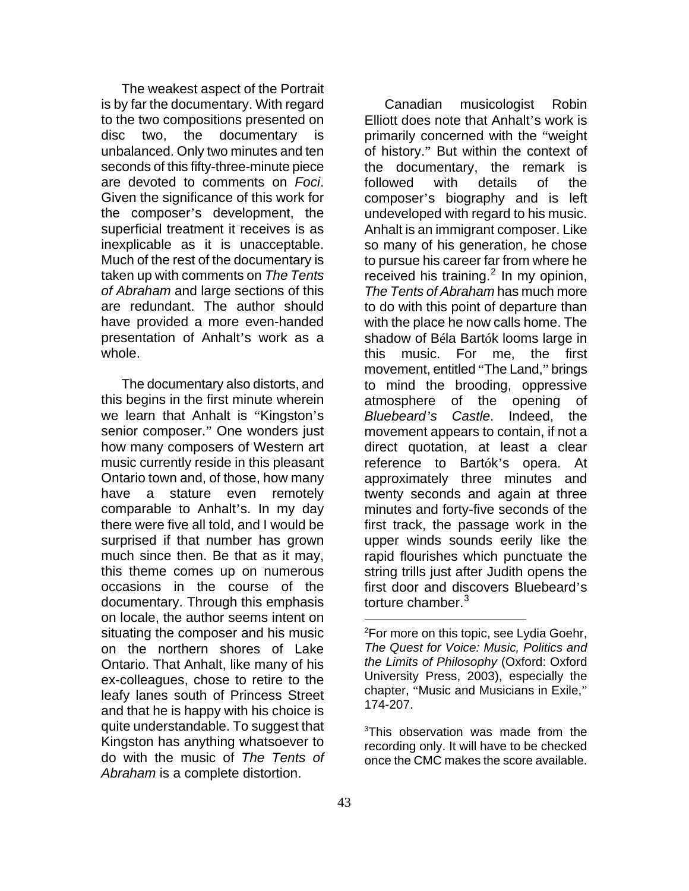The weakest aspect of the Portrait is by far the documentary. With regard to the two compositions presented on disc two, the documentary is unbalanced. Only two minutes and ten seconds of this fifty-three-minute piece are devoted to comments on *Foci*. Given the significance of this work for the composer's development, the superficial treatment it receives is as inexplicable as it is unacceptable. Much of the rest of the documentary is taken up with comments on *The Tents of Abraham* and large sections of this are redundant. The author should have provided a more even-handed presentation of Anhalt's work as a whole.

The documentary also distorts, and this begins in the first minute wherein we learn that Anhalt is "Kingston's senior composer." One wonders just how many composers of Western art music currently reside in this pleasant Ontario town and, of those, how many have a stature even remotely comparable to Anhalt's. In my day there were five all told, and I would be surprised if that number has grown much since then. Be that as it may, this theme comes up on numerous occasions in the course of the documentary. Through this emphasis on locale, the author seems intent on situating the composer and his music on the northern shores of Lake Ontario. That Anhalt, like many of his ex-colleagues, chose to retire to the leafy lanes south of Princess Street and that he is happy with his choice is quite understandable. To suggest that Kingston has anything whatsoever to do with the music of *The Tents of Abraham* is a complete distortion.

Canadian musicologist Robin Elliott does note that Anhalt's work is primarily concerned with the "weight of history." But within the context of the documentary, the remark is followed with details of the composer's biography and is left undeveloped with regard to his music. Anhalt is an immigrant composer. Like so many of his generation, he chose to pursue his career far from where he received his training.[2] In my opinion, *The Tents of Abraham* has much more to do with this point of departure than with the place he now calls home. The shadow of Béla Bartók looms large in this music. For me, the first movement, entitled "The Land," brings to mind the brooding, oppressive atmosphere of the opening of *Bluebeard's Castle*. Indeed, the movement appears to contain, if not a direct quotation, at least a clear reference to Bartók's opera. At approximately three minutes and twenty seconds and again at three minutes and forty-five seconds of the first track, the passage work in the upper winds sounds eerily like the rapid flourishes which punctuate the string trills just after Judith opens the first door and discovers Bluebeard's torture chamber.[3]

---

[2]For more on this topic, see Lydia Goehr, *The Quest for Voice: Music, Politics and the Limits of Philosophy* (Oxford: Oxford University Press, 2003), especially the chapter, "Music and Musicians in Exile," 174-207.

[3]This observation was made from the recording only. It will have to be checked once the CMC makes the score available.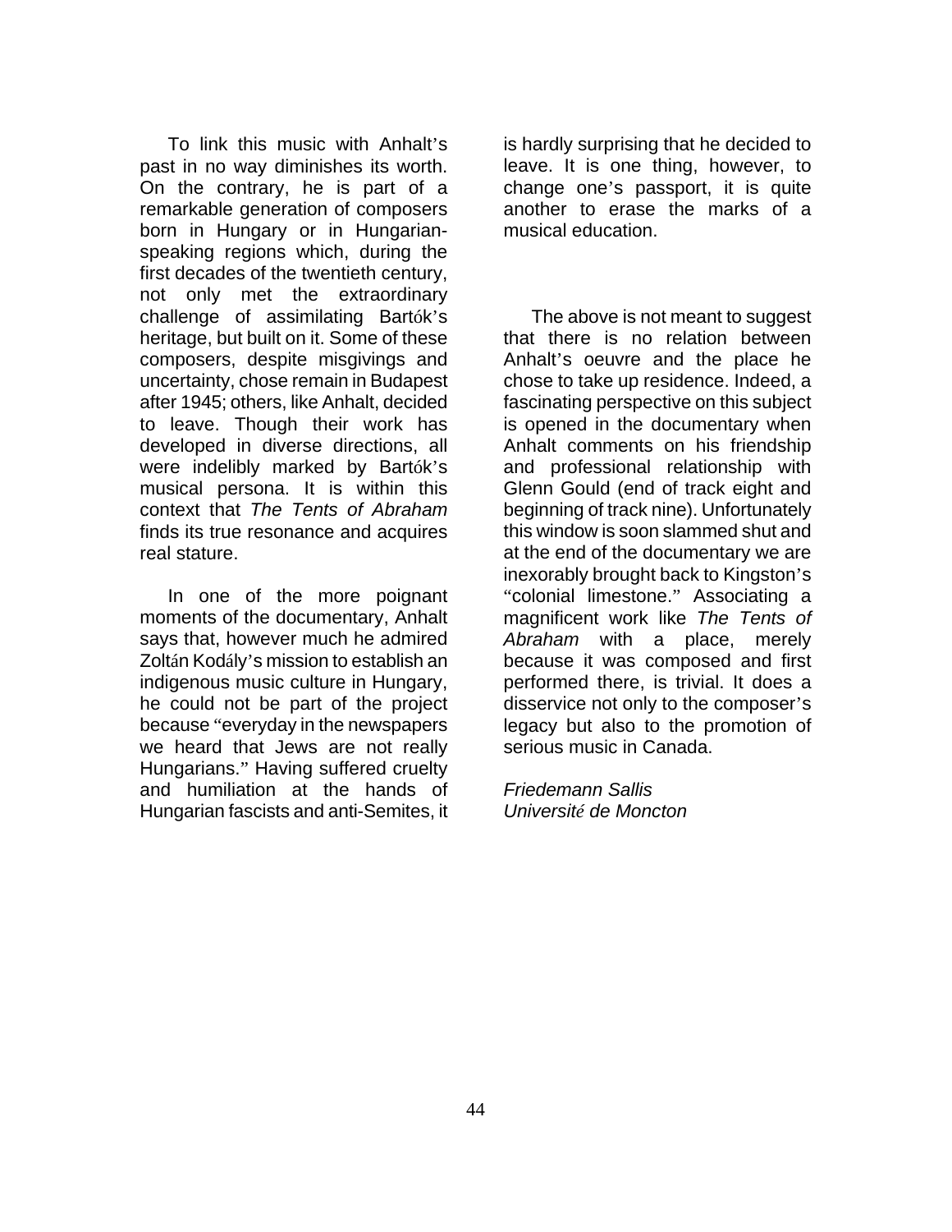To link this music with Anhalt's past in no way diminishes its worth. On the contrary, he is part of a remarkable generation of composers born in Hungary or in Hungarian-speaking regions which, during the first decades of the twentieth century, not only met the extraordinary challenge of assimilating Bartók's heritage, but built on it. Some of these composers, despite misgivings and uncertainty, chose remain in Budapest after 1945; others, like Anhalt, decided to leave. Though their work has developed in diverse directions, all were indelibly marked by Bartók's musical persona. It is within this context that *The Tents of Abraham* finds its true resonance and acquires real stature.

In one of the more poignant moments of the documentary, Anhalt says that, however much he admired Zoltán Kodály's mission to establish an indigenous music culture in Hungary, he could not be part of the project because "everyday in the newspapers we heard that Jews are not really Hungarians." Having suffered cruelty and humiliation at the hands of Hungarian fascists and anti-Semites, it is hardly surprising that he decided to leave. It is one thing, however, to change one's passport, it is quite another to erase the marks of a musical education.

The above is not meant to suggest that there is no relation between Anhalt's oeuvre and the place he chose to take up residence. Indeed, a fascinating perspective on this subject is opened in the documentary when Anhalt comments on his friendship and professional relationship with Glenn Gould (end of track eight and beginning of track nine). Unfortunately this window is soon slammed shut and at the end of the documentary we are inexorably brought back to Kingston's "colonial limestone." Associating a magnificent work like *The Tents of Abraham* with a place, merely because it was composed and first performed there, is trivial. It does a disservice not only to the composer's legacy but also to the promotion of serious music in Canada.

*Friedemann Sallis*
*Université de Moncton*